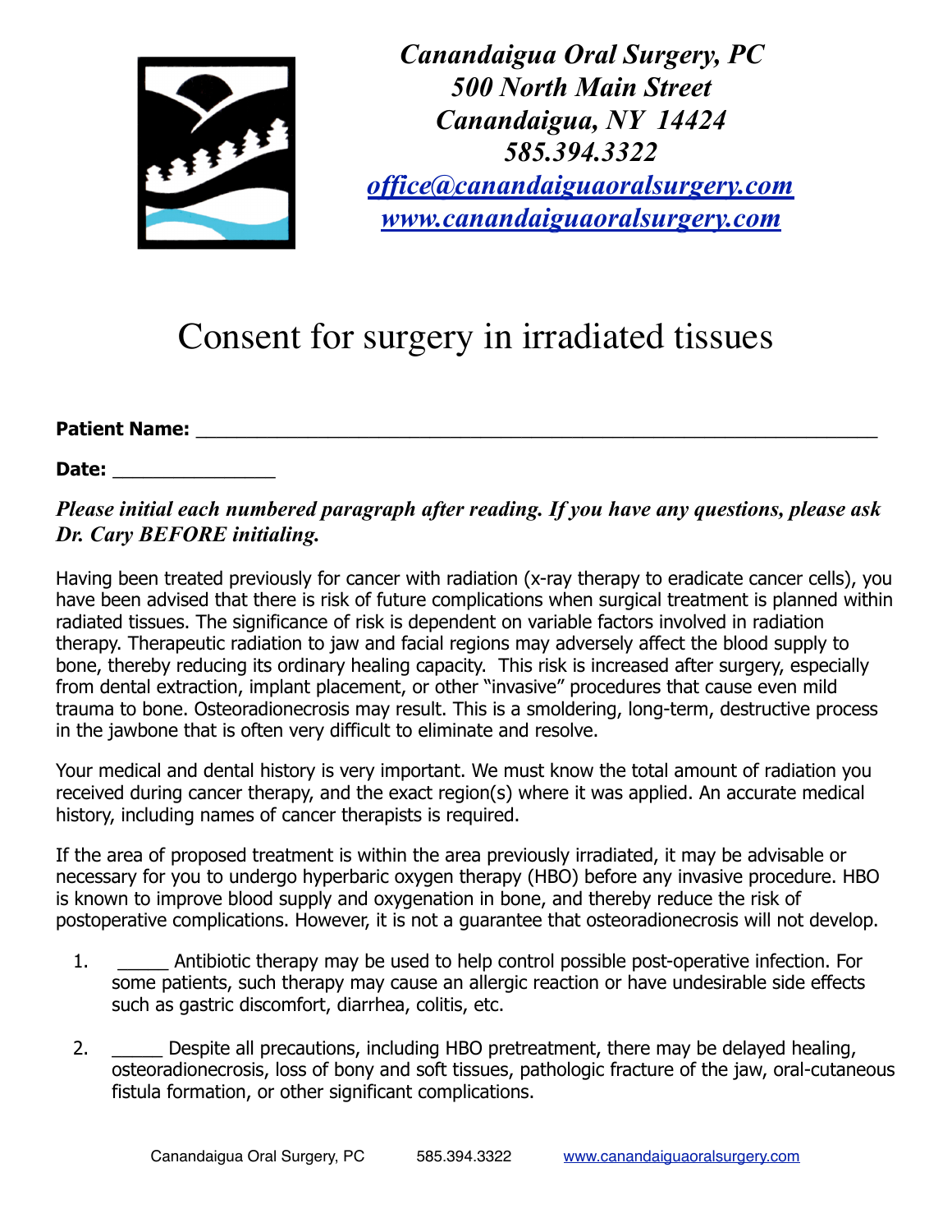***Canandaigua Oral Surgery, PC***
***500 North Main Street***
***Canandaigua, NY 14424***
***585.394.3322***
***office@canandaiguaoralsurgery.com***
***www.canandaiguaoralsurgery.com***

# Consent for surgery in irradiated tissues

**Patient Name:** ___________________________________________________________

**Date:** _______________

***Please initial each numbered paragraph after reading. If you have any questions, please ask Dr. Cary BEFORE initialing.***

Having been treated previously for cancer with radiation (x-ray therapy to eradicate cancer cells), you have been advised that there is risk of future complications when surgical treatment is planned within radiated tissues. The significance of risk is dependent on variable factors involved in radiation therapy. Therapeutic radiation to jaw and facial regions may adversely affect the blood supply to bone, thereby reducing its ordinary healing capacity. This risk is increased after surgery, especially from dental extraction, implant placement, or other "invasive" procedures that cause even mild trauma to bone. Osteoradionecrosis may result. This is a smoldering, long-term, destructive process in the jawbone that is often very difficult to eliminate and resolve.

Your medical and dental history is very important. We must know the total amount of radiation you received during cancer therapy, and the exact region(s) where it was applied. An accurate medical history, including names of cancer therapists is required.

If the area of proposed treatment is within the area previously irradiated, it may be advisable or necessary for you to undergo hyperbaric oxygen therapy (HBO) before any invasive procedure. HBO is known to improve blood supply and oxygenation in bone, and thereby reduce the risk of postoperative complications. However, it is not a guarantee that osteoradionecrosis will not develop.

1. _____ Antibiotic therapy may be used to help control possible post-operative infection. For some patients, such therapy may cause an allergic reaction or have undesirable side effects such as gastric discomfort, diarrhea, colitis, etc.

2. _____ Despite all precautions, including HBO pretreatment, there may be delayed healing, osteoradionecrosis, loss of bony and soft tissues, pathologic fracture of the jaw, oral-cutaneous fistula formation, or other significant complications.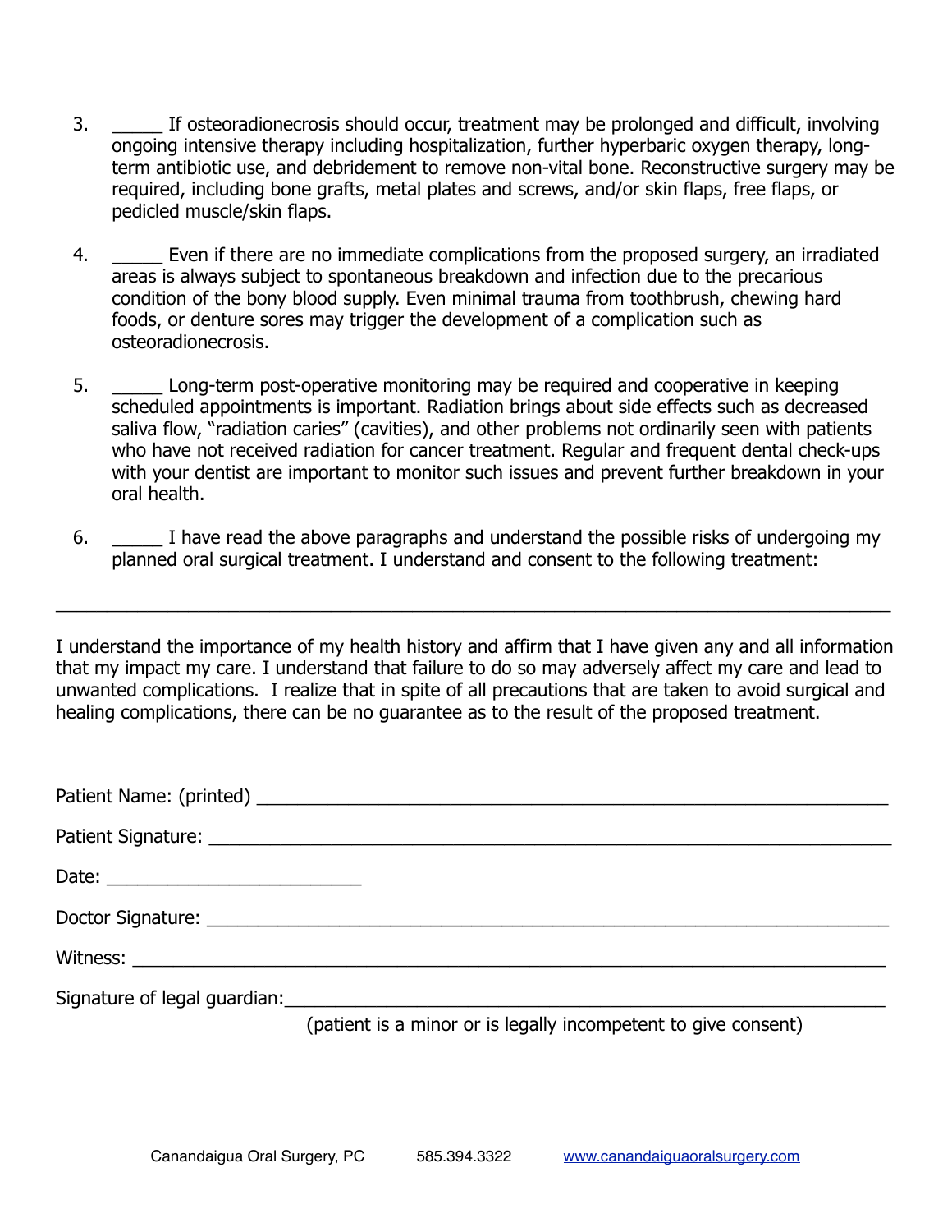3. _____ If osteoradionecrosis should occur, treatment may be prolonged and difficult, involving ongoing intensive therapy including hospitalization, further hyperbaric oxygen therapy, long-term antibiotic use, and debridement to remove non-vital bone. Reconstructive surgery may be required, including bone grafts, metal plates and screws, and/or skin flaps, free flaps, or pedicled muscle/skin flaps.

4. _____ Even if there are no immediate complications from the proposed surgery, an irradiated areas is always subject to spontaneous breakdown and infection due to the precarious condition of the bony blood supply. Even minimal trauma from toothbrush, chewing hard foods, or denture sores may trigger the development of a complication such as osteoradionecrosis.

5. _____ Long-term post-operative monitoring may be required and cooperative in keeping scheduled appointments is important. Radiation brings about side effects such as decreased saliva flow, "radiation caries" (cavities), and other problems not ordinarily seen with patients who have not received radiation for cancer treatment. Regular and frequent dental check-ups with your dentist are important to monitor such issues and prevent further breakdown in your oral health.

6. _____ I have read the above paragraphs and understand the possible risks of undergoing my planned oral surgical treatment. I understand and consent to the following treatment:

_______________________________________________________________________________

I understand the importance of my health history and affirm that I have given any and all information that my impact my care. I understand that failure to do so may adversely affect my care and lead to unwanted complications. I realize that in spite of all precautions that are taken to avoid surgical and healing complications, there can be no guarantee as to the result of the proposed treatment.

Patient Name: (printed) _______________________________________________

Patient Signature: ___________________________________________________

Date: _______________________

Doctor Signature: ___________________________________________________

Witness: ___________________________________________________________

Signature of legal guardian:____________________________________________
(patient is a minor or is legally incompetent to give consent)

Canandaigua Oral Surgery, PC 585.394.3322 www.canandaiguaoralsurgery.com